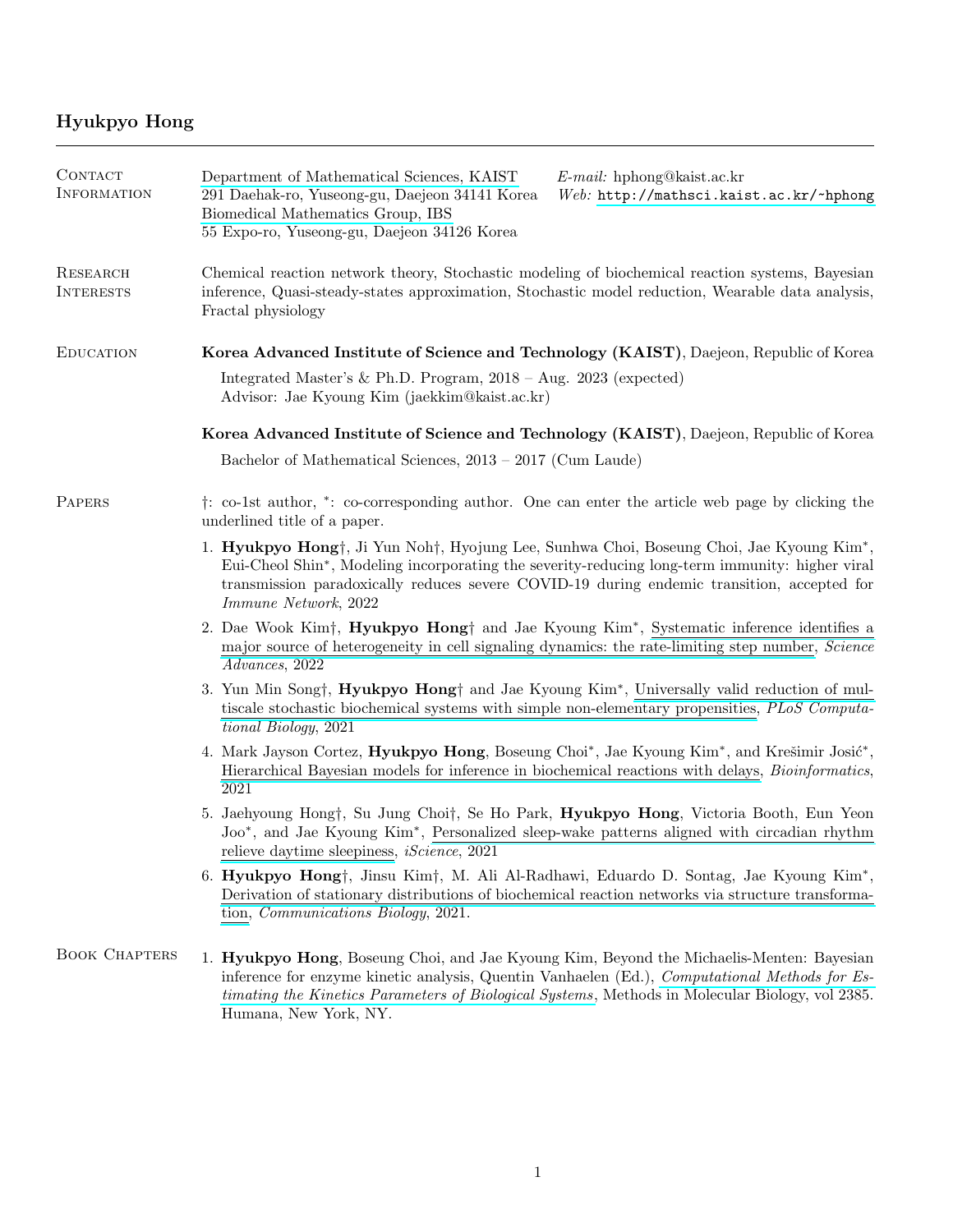# Hyukpyo Hong

## Contact Information

Department of Mathematical Sciences, KAIST
291 Daehak-ro, Yuseong-gu, Daejeon 34141 Korea
Biomedical Mathematics Group, IBS
55 Expo-ro, Yuseong-gu, Daejeon 34126 Korea

*E-mail:* hphong@kaist.ac.kr
*Web:* http://mathsci.kaist.ac.kr/~hphong

## Research Interests

Chemical reaction network theory, Stochastic modeling of biochemical reaction systems, Bayesian inference, Quasi-steady-states approximation, Stochastic model reduction, Wearable data analysis, Fractal physiology

## Education

**Korea Advanced Institute of Science and Technology (KAIST)**, Daejeon, Republic of Korea

Integrated Master's & Ph.D. Program, 2018 – Aug. 2023 (expected)
Advisor: Jae Kyoung Kim (jaekkim@kaist.ac.kr)

**Korea Advanced Institute of Science and Technology (KAIST)**, Daejeon, Republic of Korea

Bachelor of Mathematical Sciences, 2013 – 2017 (Cum Laude)

## Papers

†: co-1st author, *: co-corresponding author. One can enter the article web page by clicking the underlined title of a paper.

1. **Hyukpyo Hong**†, Ji Yun Noh†, Hyojung Lee, Sunhwa Choi, Boseung Choi, Jae Kyoung Kim*, Eui-Cheol Shin*, Modeling incorporating the severity-reducing long-term immunity: higher viral transmission paradoxically reduces severe COVID-19 during endemic transition, accepted for *Immune Network*, 2022
2. Dae Wook Kim†, **Hyukpyo Hong**† and Jae Kyoung Kim*, Systematic inference identifies a major source of heterogeneity in cell signaling dynamics: the rate-limiting step number, *Science Advances*, 2022
3. Yun Min Song†, **Hyukpyo Hong**† and Jae Kyoung Kim*, Universally valid reduction of multiscale stochastic biochemical systems with simple non-elementary propensities, *PLoS Computational Biology*, 2021
4. Mark Jayson Cortez, **Hyukpyo Hong**, Boseung Choi*, Jae Kyoung Kim*, and Krešimir Josić*, Hierarchical Bayesian models for inference in biochemical reactions with delays, *Bioinformatics*, 2021
5. Jaehyoung Hong†, Su Jung Choi†, Se Ho Park, **Hyukpyo Hong**, Victoria Booth, Eun Yeon Joo*, and Jae Kyoung Kim*, Personalized sleep-wake patterns aligned with circadian rhythm relieve daytime sleepiness, *iScience*, 2021
6. **Hyukpyo Hong**†, Jinsu Kim†, M. Ali Al-Radhawi, Eduardo D. Sontag, Jae Kyoung Kim*, Derivation of stationary distributions of biochemical reaction networks via structure transformation, *Communications Biology*, 2021.

## Book Chapters

1. **Hyukpyo Hong**, Boseung Choi, and Jae Kyoung Kim, Beyond the Michaelis-Menten: Bayesian inference for enzyme kinetic analysis, Quentin Vanhaelen (Ed.), *Computational Methods for Estimating the Kinetics Parameters of Biological Systems*, Methods in Molecular Biology, vol 2385. Humana, New York, NY.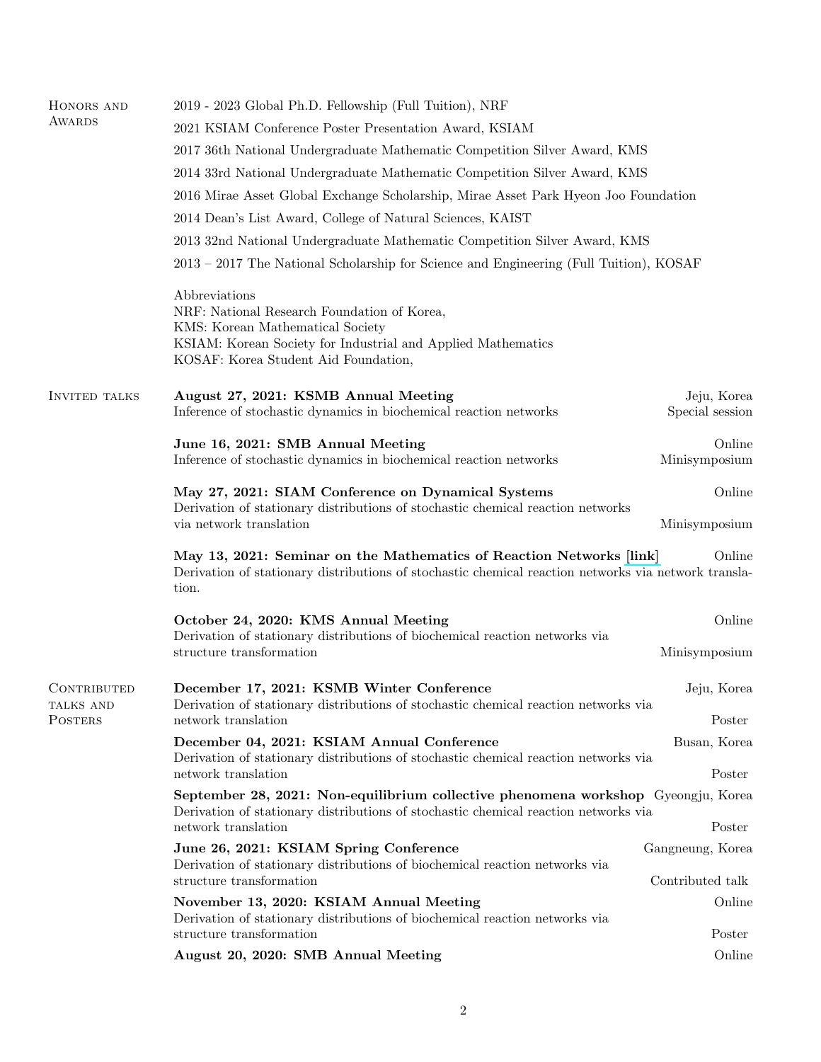## Honors and Awards

2019 - 2023 Global Ph.D. Fellowship (Full Tuition), NRF

2021 KSIAM Conference Poster Presentation Award, KSIAM

2017 36th National Undergraduate Mathematic Competition Silver Award, KMS

2014 33rd National Undergraduate Mathematic Competition Silver Award, KMS

2016 Mirae Asset Global Exchange Scholarship, Mirae Asset Park Hyeon Joo Foundation

2014 Dean's List Award, College of Natural Sciences, KAIST

2013 32nd National Undergraduate Mathematic Competition Silver Award, KMS

2013 – 2017 The National Scholarship for Science and Engineering (Full Tuition), KOSAF

Abbreviations
NRF: National Research Foundation of Korea,
KMS: Korean Mathematical Society
KSIAM: Korean Society for Industrial and Applied Mathematics
KOSAF: Korea Student Aid Foundation,

## Invited talks

**August 27, 2021: KSMB Annual Meeting** — Jeju, Korea
Inference of stochastic dynamics in biochemical reaction networks — Special session

**June 16, 2021: SMB Annual Meeting** — Online
Inference of stochastic dynamics in biochemical reaction networks — Minisymposium

**May 27, 2021: SIAM Conference on Dynamical Systems** — Online
Derivation of stationary distributions of stochastic chemical reaction networks via network translation — Minisymposium

**May 13, 2021: Seminar on the Mathematics of Reaction Networks [link]** — Online
Derivation of stationary distributions of stochastic chemical reaction networks via network translation.

**October 24, 2020: KMS Annual Meeting** — Online
Derivation of stationary distributions of biochemical reaction networks via structure transformation — Minisymposium

## Contributed talks and Posters

**December 17, 2021: KSMB Winter Conference** — Jeju, Korea
Derivation of stationary distributions of stochastic chemical reaction networks via network translation — Poster

**December 04, 2021: KSIAM Annual Conference** — Busan, Korea
Derivation of stationary distributions of stochastic chemical reaction networks via network translation — Poster

**September 28, 2021: Non-equilibrium collective phenomena workshop** — Gyeongju, Korea
Derivation of stationary distributions of stochastic chemical reaction networks via network translation — Poster

**June 26, 2021: KSIAM Spring Conference** — Gangneung, Korea
Derivation of stationary distributions of biochemical reaction networks via structure transformation — Contributed talk

**November 13, 2020: KSIAM Annual Meeting** — Online
Derivation of stationary distributions of biochemical reaction networks via structure transformation — Poster

**August 20, 2020: SMB Annual Meeting** — Online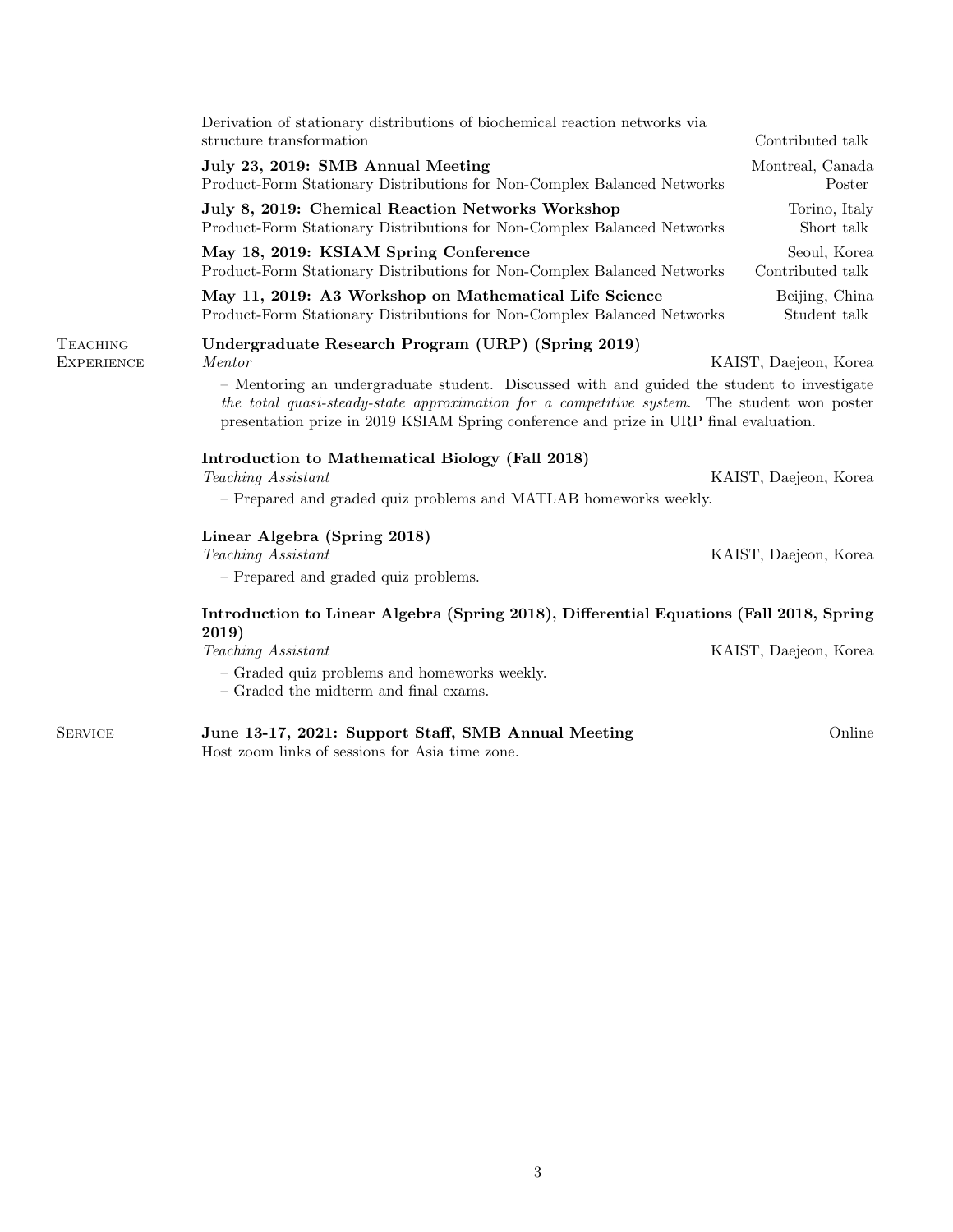Derivation of stationary distributions of biochemical reaction networks via structure transformation — Contributed talk

**July 23, 2019: SMB Annual Meeting** — Montreal, Canada
Product-Form Stationary Distributions for Non-Complex Balanced Networks — Poster

**July 8, 2019: Chemical Reaction Networks Workshop** — Torino, Italy
Product-Form Stationary Distributions for Non-Complex Balanced Networks — Short talk

**May 18, 2019: KSIAM Spring Conference** — Seoul, Korea
Product-Form Stationary Distributions for Non-Complex Balanced Networks — Contributed talk

**May 11, 2019: A3 Workshop on Mathematical Life Science** — Beijing, China
Product-Form Stationary Distributions for Non-Complex Balanced Networks — Student talk

## Teaching Experience

**Undergraduate Research Program (URP) (Spring 2019)**
*Mentor* — KAIST, Daejeon, Korea

- Mentoring an undergraduate student. Discussed with and guided the student to investigate *the total quasi-steady-state approximation for a competitive system.* The student won poster presentation prize in 2019 KSIAM Spring conference and prize in URP final evaluation.

**Introduction to Mathematical Biology (Fall 2018)**
*Teaching Assistant* — KAIST, Daejeon, Korea

- Prepared and graded quiz problems and MATLAB homeworks weekly.

**Linear Algebra (Spring 2018)**
*Teaching Assistant* — KAIST, Daejeon, Korea

- Prepared and graded quiz problems.

**Introduction to Linear Algebra (Spring 2018), Differential Equations (Fall 2018, Spring 2019)**
*Teaching Assistant* — KAIST, Daejeon, Korea

- Graded quiz problems and homeworks weekly.
- Graded the midterm and final exams.

## Service

**June 13-17, 2021: Support Staff, SMB Annual Meeting** — Online
Host zoom links of sessions for Asia time zone.